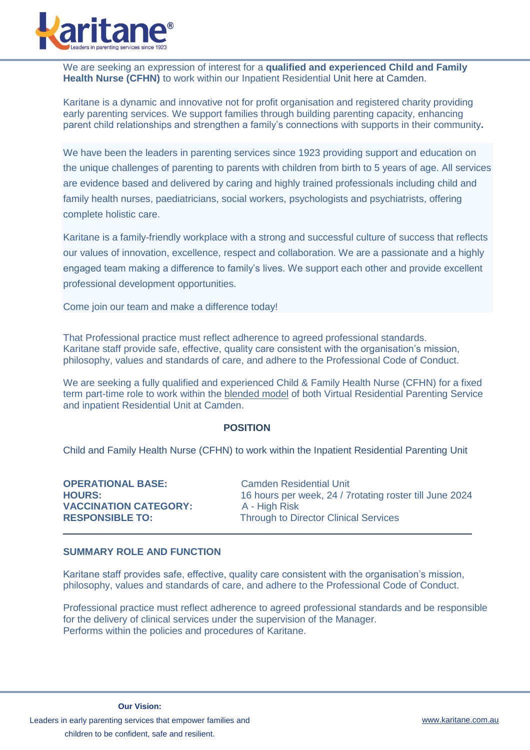We are seeking an expression of interest for a **qualified and experienced Child and Family Health Nurse (CFHN)** to work within our Inpatient Residential Unit here at Camden.

Karitane is a dynamic and innovative not for profit organisation and registered charity providing early parenting services. We support families through building parenting capacity, enhancing parent child relationships and strengthen a family's connections with supports in their community.

We have been the leaders in parenting services since 1923 providing support and education on the unique challenges of parenting to parents with children from birth to 5 years of age. All services are evidence based and delivered by caring and highly trained professionals including child and family health nurses, paediatricians, social workers, psychologists and psychiatrists, offering complete holistic care.

Karitane is a family-friendly workplace with a strong and successful culture of success that reflects our values of innovation, excellence, respect and collaboration. We are a passionate and a highly engaged team making a difference to family's lives. We support each other and provide excellent professional development opportunities.

Come join our team and make a difference today!

That Professional practice must reflect adherence to agreed professional standards. Karitane staff provide safe, effective, quality care consistent with the organisation's mission, philosophy, values and standards of care, and adhere to the Professional Code of Conduct.

We are seeking a fully qualified and experienced Child & Family Health Nurse (CFHN) for a fixed term part-time role to work within the blended model of both Virtual Residential Parenting Service and inpatient Residential Unit at Camden.

## POSITION

Child and Family Health Nurse (CFHN) to work within the Inpatient Residential Parenting Unit

**OPERATIONAL BASE:** Camden Residential Unit
**HOURS:** 16 hours per week, 24 / 7rotating roster till June 2024
**VACCINATION CATEGORY:** A - High Risk
**RESPONSIBLE TO:** Through to Director Clinical Services

## SUMMARY ROLE AND FUNCTION

Karitane staff provides safe, effective, quality care consistent with the organisation's mission, philosophy, values and standards of care, and adhere to the Professional Code of Conduct.

Professional practice must reflect adherence to agreed professional standards and be responsible for the delivery of clinical services under the supervision of the Manager.
Performs within the policies and procedures of Karitane.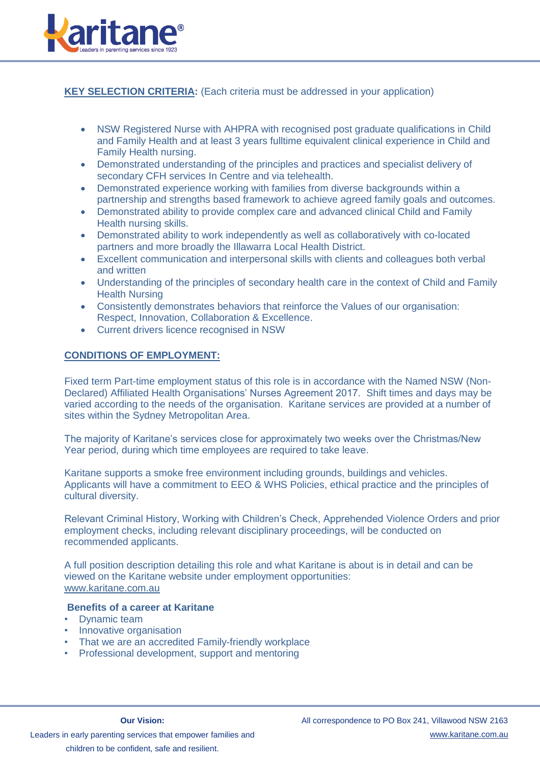**KEY SELECTION CRITERIA:** (Each criteria must be addressed in your application)

- NSW Registered Nurse with AHPRA with recognised post graduate qualifications in Child and Family Health and at least 3 years fulltime equivalent clinical experience in Child and Family Health nursing.
- Demonstrated understanding of the principles and practices and specialist delivery of secondary CFH services In Centre and via telehealth.
- Demonstrated experience working with families from diverse backgrounds within a partnership and strengths based framework to achieve agreed family goals and outcomes.
- Demonstrated ability to provide complex care and advanced clinical Child and Family Health nursing skills.
- Demonstrated ability to work independently as well as collaboratively with co-located partners and more broadly the Illawarra Local Health District.
- Excellent communication and interpersonal skills with clients and colleagues both verbal and written
- Understanding of the principles of secondary health care in the context of Child and Family Health Nursing
- Consistently demonstrates behaviors that reinforce the Values of our organisation: Respect, Innovation, Collaboration & Excellence.
- Current drivers licence recognised in NSW

**CONDITIONS OF EMPLOYMENT:**

Fixed term Part-time employment status of this role is in accordance with the Named NSW (Non-Declared) Affiliated Health Organisations' Nurses Agreement 2017. Shift times and days may be varied according to the needs of the organisation. Karitane services are provided at a number of sites within the Sydney Metropolitan Area.

The majority of Karitane's services close for approximately two weeks over the Christmas/New Year period, during which time employees are required to take leave.

Karitane supports a smoke free environment including grounds, buildings and vehicles. Applicants will have a commitment to EEO & WHS Policies, ethical practice and the principles of cultural diversity.

Relevant Criminal History, Working with Children's Check, Apprehended Violence Orders and prior employment checks, including relevant disciplinary proceedings, will be conducted on recommended applicants.

A full position description detailing this role and what Karitane is about is in detail and can be viewed on the Karitane website under employment opportunities:
www.karitane.com.au

**Benefits of a career at Karitane**

- Dynamic team
- Innovative organisation
- That we are an accredited Family-friendly workplace
- Professional development, support and mentoring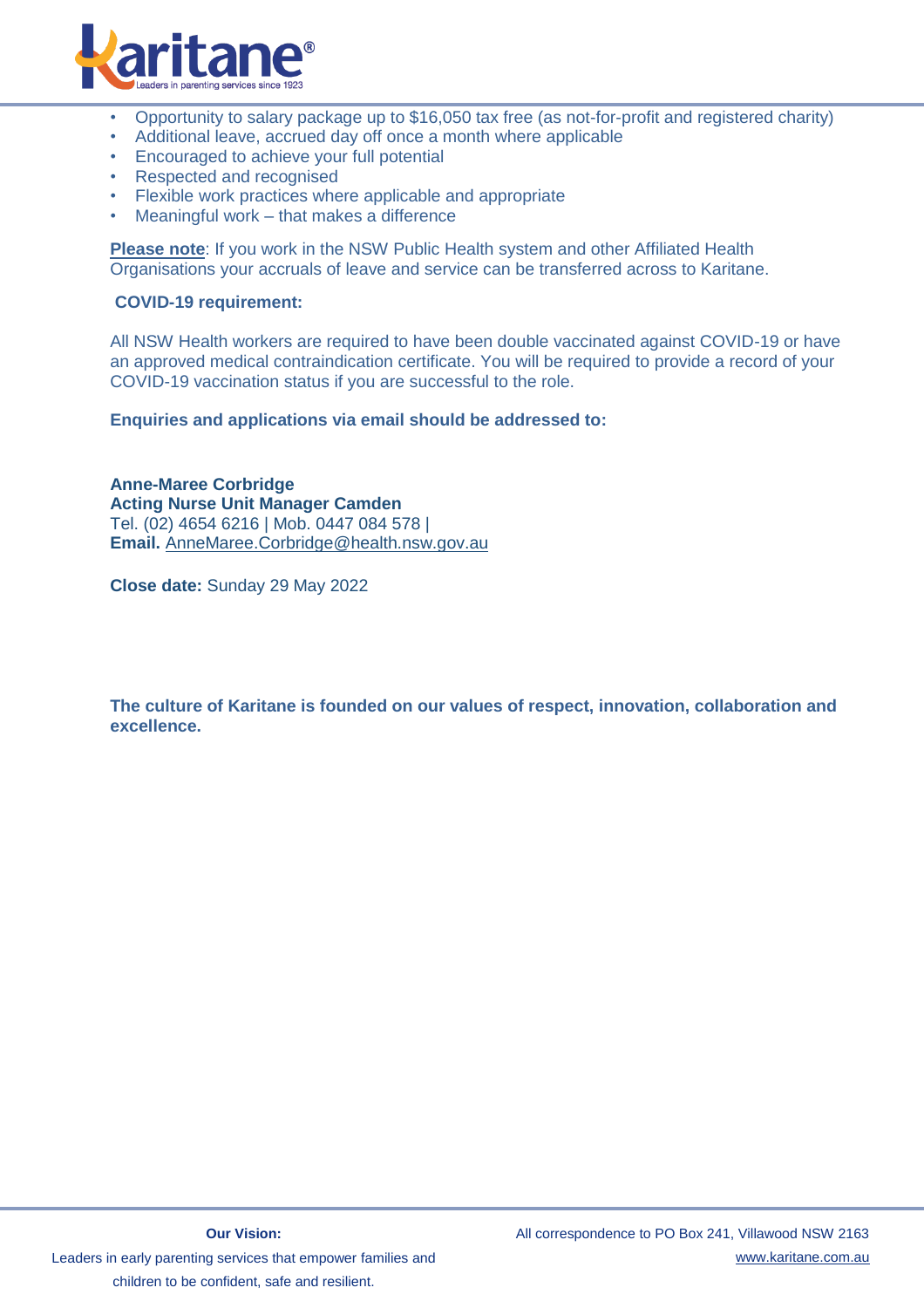- Opportunity to salary package up to $16,050 tax free (as not-for-profit and registered charity)
- Additional leave, accrued day off once a month where applicable
- Encouraged to achieve your full potential
- Respected and recognised
- Flexible work practices where applicable and appropriate
- Meaningful work – that makes a difference

**Please note**: If you work in the NSW Public Health system and other Affiliated Health Organisations your accruals of leave and service can be transferred across to Karitane.

**COVID-19 requirement:**

All NSW Health workers are required to have been double vaccinated against COVID-19 or have an approved medical contraindication certificate. You will be required to provide a record of your COVID-19 vaccination status if you are successful to the role.

**Enquiries and applications via email should be addressed to:**

**Anne-Maree Corbridge**
**Acting Nurse Unit Manager Camden**
Tel. (02) 4654 6216 | Mob. 0447 084 578 |
**Email.** AnneMaree.Corbridge@health.nsw.gov.au

**Close date:** Sunday 29 May 2022

**The culture of Karitane is founded on our values of respect, innovation, collaboration and excellence.**